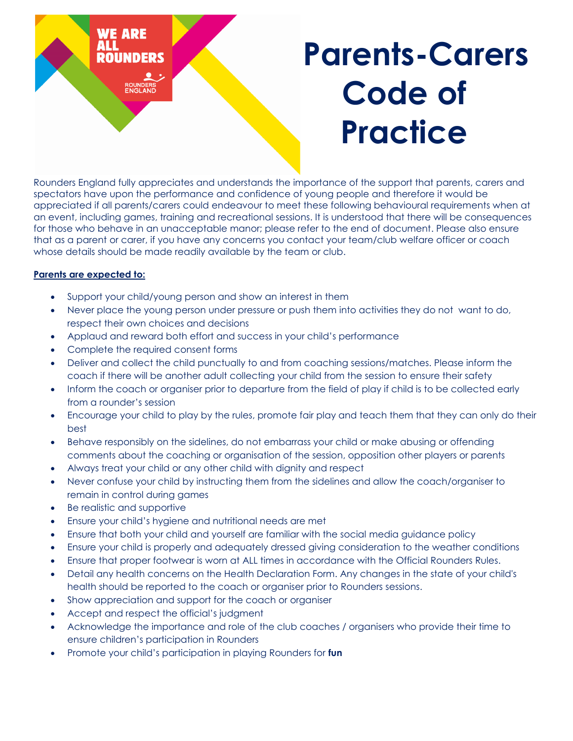# Parents-Carers Code of Practice

Rounders England fully appreciates and understands the importance of the support that parents, carers and spectators have upon the performance and confidence of young people and therefore it would be appreciated if all parents/carers could endeavour to meet these following behavioural requirements when at an event, including games, training and recreational sessions. It is understood that there will be consequences for those who behave in an unacceptable manor; please refer to the end of document. Please also ensure that as a parent or carer, if you have any concerns you contact your team/club welfare officer or coach whose details should be made readily available by the team or club.

**Parents are expected to:**

- Support your child/young person and show an interest in them
- Never place the young person under pressure or push them into activities they do not want to do, respect their own choices and decisions
- Applaud and reward both effort and success in your child's performance
- Complete the required consent forms
- Deliver and collect the child punctually to and from coaching sessions/matches. Please inform the coach if there will be another adult collecting your child from the session to ensure their safety
- Inform the coach or organiser prior to departure from the field of play if child is to be collected early from a rounder's session
- Encourage your child to play by the rules, promote fair play and teach them that they can only do their best
- Behave responsibly on the sidelines, do not embarrass your child or make abusing or offending comments about the coaching or organisation of the session, opposition other players or parents
- Always treat your child or any other child with dignity and respect
- Never confuse your child by instructing them from the sidelines and allow the coach/organiser to remain in control during games
- Be realistic and supportive
- Ensure your child's hygiene and nutritional needs are met
- Ensure that both your child and yourself are familiar with the social media guidance policy
- Ensure your child is properly and adequately dressed giving consideration to the weather conditions
- Ensure that proper footwear is worn at ALL times in accordance with the Official Rounders Rules.
- Detail any health concerns on the Health Declaration Form. Any changes in the state of your child's health should be reported to the coach or organiser prior to Rounders sessions.
- Show appreciation and support for the coach or organiser
- Accept and respect the official's judgment
- Acknowledge the importance and role of the club coaches / organisers who provide their time to ensure children's participation in Rounders
- Promote your child's participation in playing Rounders for **fun**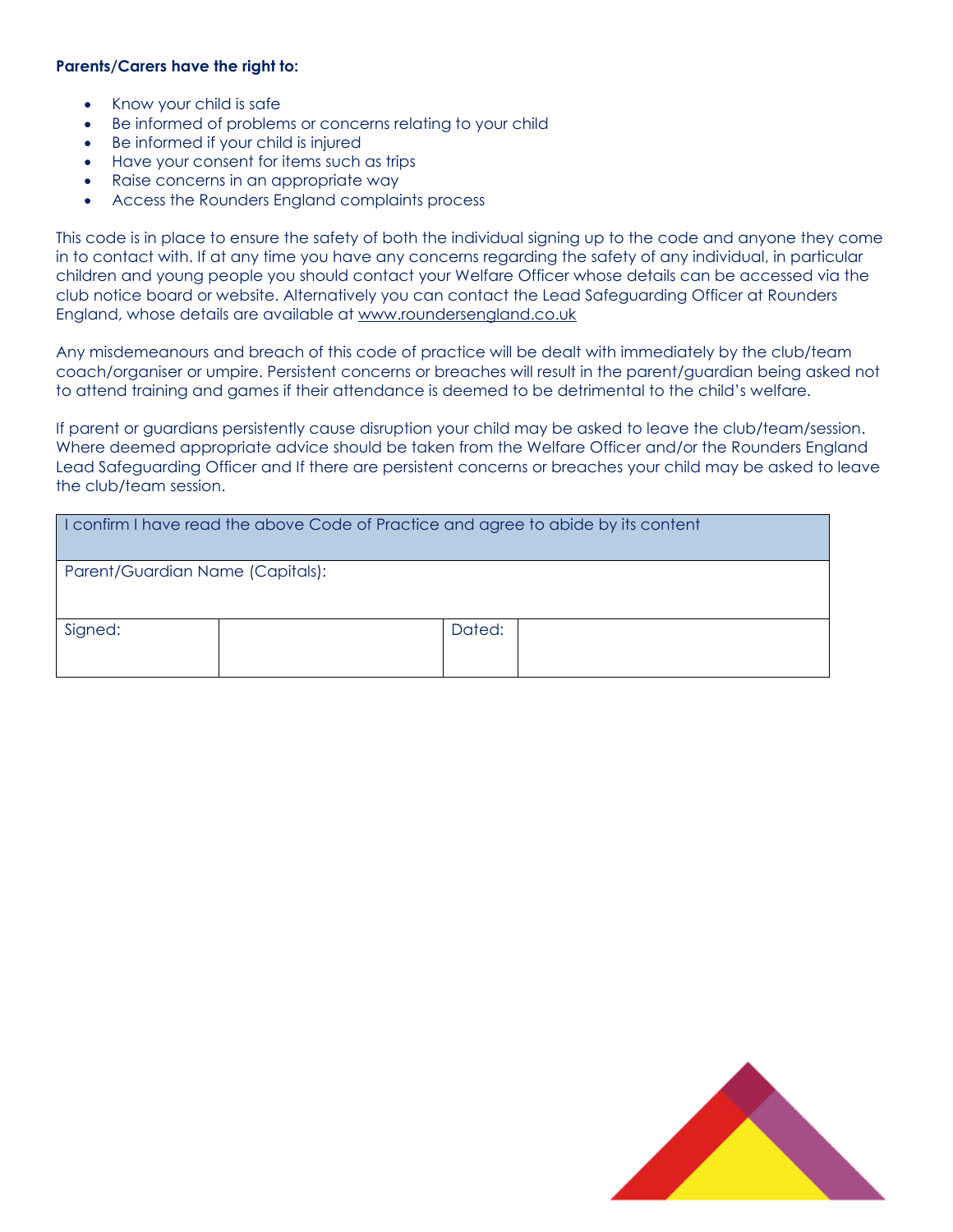**Parents/Carers have the right to:**

- Know your child is safe
- Be informed of problems or concerns relating to your child
- Be informed if your child is injured
- Have your consent for items such as trips
- Raise concerns in an appropriate way
- Access the Rounders England complaints process

This code is in place to ensure the safety of both the individual signing up to the code and anyone they come in to contact with. If at any time you have any concerns regarding the safety of any individual, in particular children and young people you should contact your Welfare Officer whose details can be accessed via the club notice board or website. Alternatively you can contact the Lead Safeguarding Officer at Rounders England, whose details are available at www.roundersengland.co.uk

Any misdemeanours and breach of this code of practice will be dealt with immediately by the club/team coach/organiser or umpire. Persistent concerns or breaches will result in the parent/guardian being asked not to attend training and games if their attendance is deemed to be detrimental to the child's welfare.

If parent or guardians persistently cause disruption your child may be asked to leave the club/team/session. Where deemed appropriate advice should be taken from the Welfare Officer and/or the Rounders England Lead Safeguarding Officer and If there are persistent concerns or breaches your child may be asked to leave the club/team session.

| | | | |
|---|---|---|---|
| I confirm I have read the above Code of Practice and agree to abide by its content | | | |
| Parent/Guardian Name (Capitals): | | | |
| Signed: | | Dated: | |